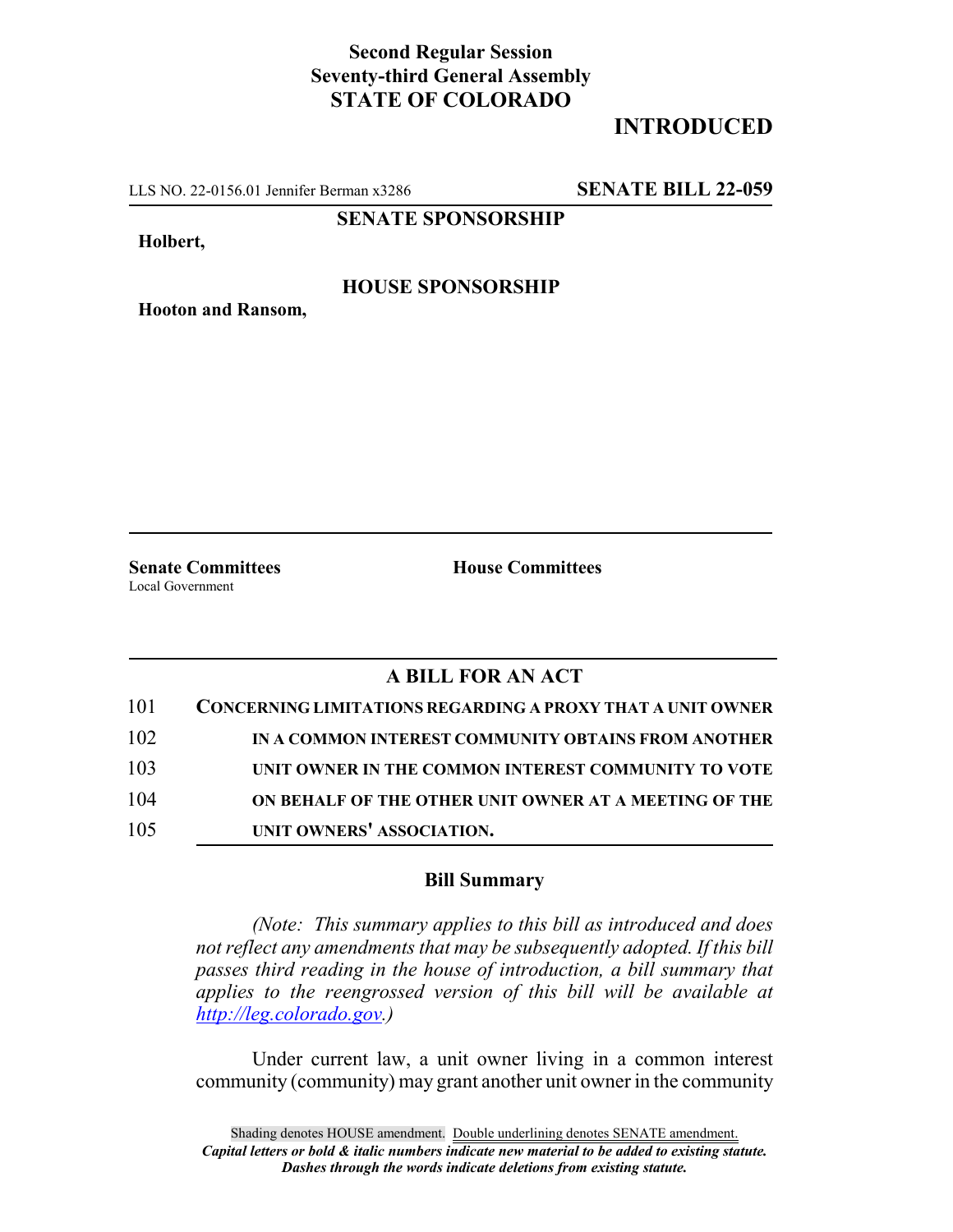**Second Regular Session**
**Seventy-third General Assembly**
**STATE OF COLORADO**

# INTRODUCED

LLS NO. 22-0156.01 Jennifer Berman x3286 **SENATE BILL 22-059**

**SENATE SPONSORSHIP**

**Holbert,**

**HOUSE SPONSORSHIP**

**Hooton and Ransom,**

**Senate Committees**
Local Government

**House Committees**

## A BILL FOR AN ACT

101 **CONCERNING LIMITATIONS REGARDING A PROXY THAT A UNIT OWNER**
102 **IN A COMMON INTEREST COMMUNITY OBTAINS FROM ANOTHER**
103 **UNIT OWNER IN THE COMMON INTEREST COMMUNITY TO VOTE**
104 **ON BEHALF OF THE OTHER UNIT OWNER AT A MEETING OF THE**
105 **UNIT OWNERS' ASSOCIATION.**

### Bill Summary

*(Note: This summary applies to this bill as introduced and does not reflect any amendments that may be subsequently adopted. If this bill passes third reading in the house of introduction, a bill summary that applies to the reengrossed version of this bill will be available at http://leg.colorado.gov.)*

Under current law, a unit owner living in a common interest community (community) may grant another unit owner in the community

Shading denotes HOUSE amendment. Double underlining denotes SENATE amendment.
*Capital letters or bold & italic numbers indicate new material to be added to existing statute.*
*Dashes through the words indicate deletions from existing statute.*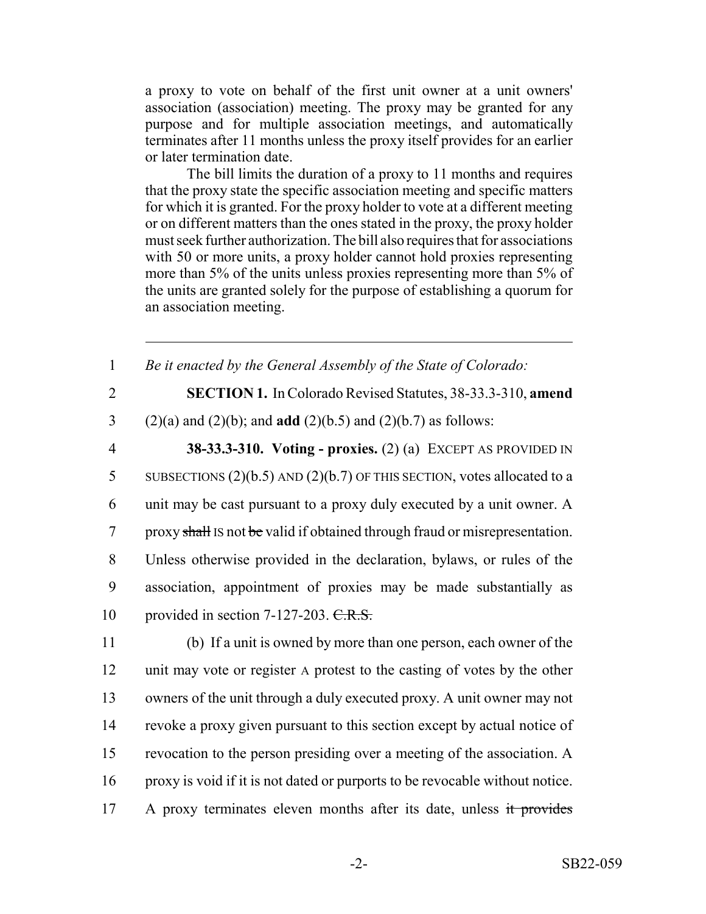a proxy to vote on behalf of the first unit owner at a unit owners' association (association) meeting. The proxy may be granted for any purpose and for multiple association meetings, and automatically terminates after 11 months unless the proxy itself provides for an earlier or later termination date.

The bill limits the duration of a proxy to 11 months and requires that the proxy state the specific association meeting and specific matters for which it is granted. For the proxy holder to vote at a different meeting or on different matters than the ones stated in the proxy, the proxy holder must seek further authorization. The bill also requires that for associations with 50 or more units, a proxy holder cannot hold proxies representing more than 5% of the units unless proxies representing more than 5% of the units are granted solely for the purpose of establishing a quorum for an association meeting.

---

1 *Be it enacted by the General Assembly of the State of Colorado:*

2 **SECTION 1.** In Colorado Revised Statutes, 38-33.3-310, **amend**

3 (2)(a) and (2)(b); and **add** (2)(b.5) and (2)(b.7) as follows:

4 **38-33.3-310. Voting - proxies.** (2) (a) EXCEPT AS PROVIDED IN

5 SUBSECTIONS (2)(b.5) AND (2)(b.7) OF THIS SECTION, votes allocated to a

6 unit may be cast pursuant to a proxy duly executed by a unit owner. A

7 proxy ~~shall~~ IS not ~~be~~ valid if obtained through fraud or misrepresentation.

8 Unless otherwise provided in the declaration, bylaws, or rules of the

9 association, appointment of proxies may be made substantially as

10 provided in section 7-127-203. ~~C.R.S.~~

11 (b) If a unit is owned by more than one person, each owner of the

12 unit may vote or register A protest to the casting of votes by the other

13 owners of the unit through a duly executed proxy. A unit owner may not

14 revoke a proxy given pursuant to this section except by actual notice of

15 revocation to the person presiding over a meeting of the association. A

16 proxy is void if it is not dated or purports to be revocable without notice.

17 A proxy terminates eleven months after its date, unless ~~it provides~~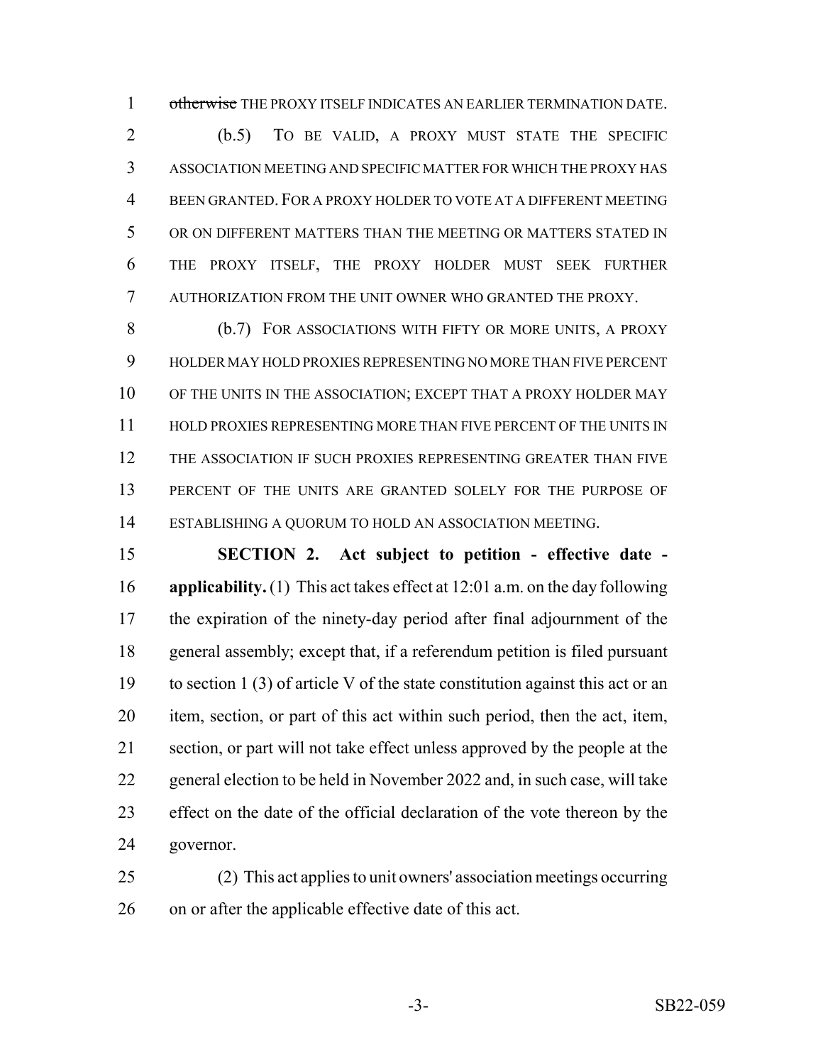~~otherwise~~ THE PROXY ITSELF INDICATES AN EARLIER TERMINATION DATE.

(b.5) TO BE VALID, A PROXY MUST STATE THE SPECIFIC ASSOCIATION MEETING AND SPECIFIC MATTER FOR WHICH THE PROXY HAS BEEN GRANTED. FOR A PROXY HOLDER TO VOTE AT A DIFFERENT MEETING OR ON DIFFERENT MATTERS THAN THE MEETING OR MATTERS STATED IN THE PROXY ITSELF, THE PROXY HOLDER MUST SEEK FURTHER AUTHORIZATION FROM THE UNIT OWNER WHO GRANTED THE PROXY.

(b.7) FOR ASSOCIATIONS WITH FIFTY OR MORE UNITS, A PROXY HOLDER MAY HOLD PROXIES REPRESENTING NO MORE THAN FIVE PERCENT OF THE UNITS IN THE ASSOCIATION; EXCEPT THAT A PROXY HOLDER MAY HOLD PROXIES REPRESENTING MORE THAN FIVE PERCENT OF THE UNITS IN THE ASSOCIATION IF SUCH PROXIES REPRESENTING GREATER THAN FIVE PERCENT OF THE UNITS ARE GRANTED SOLELY FOR THE PURPOSE OF ESTABLISHING A QUORUM TO HOLD AN ASSOCIATION MEETING.

**SECTION 2. Act subject to petition - effective date - applicability.** (1) This act takes effect at 12:01 a.m. on the day following the expiration of the ninety-day period after final adjournment of the general assembly; except that, if a referendum petition is filed pursuant to section 1 (3) of article V of the state constitution against this act or an item, section, or part of this act within such period, then the act, item, section, or part will not take effect unless approved by the people at the general election to be held in November 2022 and, in such case, will take effect on the date of the official declaration of the vote thereon by the governor.

(2) This act applies to unit owners' association meetings occurring on or after the applicable effective date of this act.